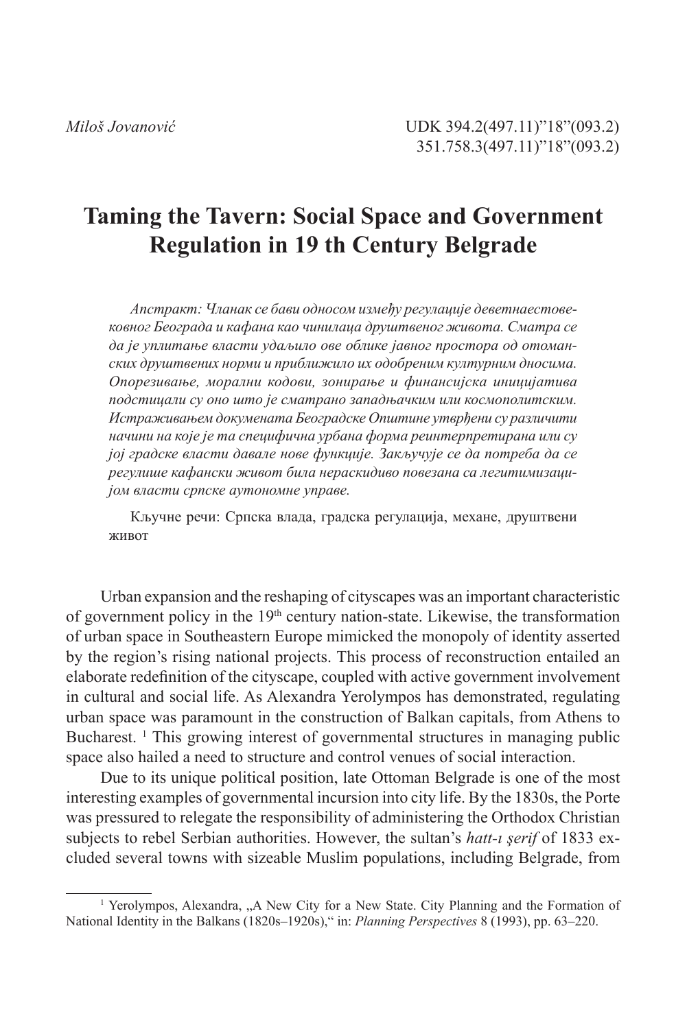*Miloš Jovanović*

UDK 394.2(497.11)"18"(093.2)
351.758.3(497.11)"18"(093.2)

# Taming the Tavern: Social Space and Government Regulation in 19 th Century Belgrade

*Апстракт: Чланак се бави односом између регулације деветнаестовековног Београда и кафана као чинилаца друштвеног живота. Сматра се да је уплитање власти удаљило ове облике јавног простора од отоманских друштвених норми и приближило их одобреним културним дносима. Опорезивање, морални кодови, зонирање и финансијска иницијатива подстицали су оно што је сматрано западњачким или космополитским. Истраживањем докумената Београдске Општине утврђени су различити начини на које је та специфична урбана форма реинтерпретирана или су јој градске власти давале нове функције. Закључује се да потреба да се регулише кафански живот била нераскидиво повезана са легитимизацијом власти српске аутономне управе.*

Кључне речи: Српска влада, градска регулација, механе, друштвени живот

Urban expansion and the reshaping of cityscapes was an important characteristic of government policy in the 19th century nation-state. Likewise, the transformation of urban space in Southeastern Europe mimicked the monopoly of identity asserted by the region's rising national projects. This process of reconstruction entailed an elaborate redefinition of the cityscape, coupled with active government involvement in cultural and social life. As Alexandra Yerolympos has demonstrated, regulating urban space was paramount in the construction of Balkan capitals, from Athens to Bucharest. [1] This growing interest of governmental structures in managing public space also hailed a need to structure and control venues of social interaction.

Due to its unique political position, late Ottoman Belgrade is one of the most interesting examples of governmental incursion into city life. By the 1830s, the Porte was pressured to relegate the responsibility of administering the Orthodox Christian subjects to rebel Serbian authorities. However, the sultan's *hatt-ı şerif* of 1833 excluded several towns with sizeable Muslim populations, including Belgrade, from

[1] Yerolympos, Alexandra, „A New City for a New State. City Planning and the Formation of National Identity in the Balkans (1820s–1920s)," in: *Planning Perspectives* 8 (1993), pp. 63–220.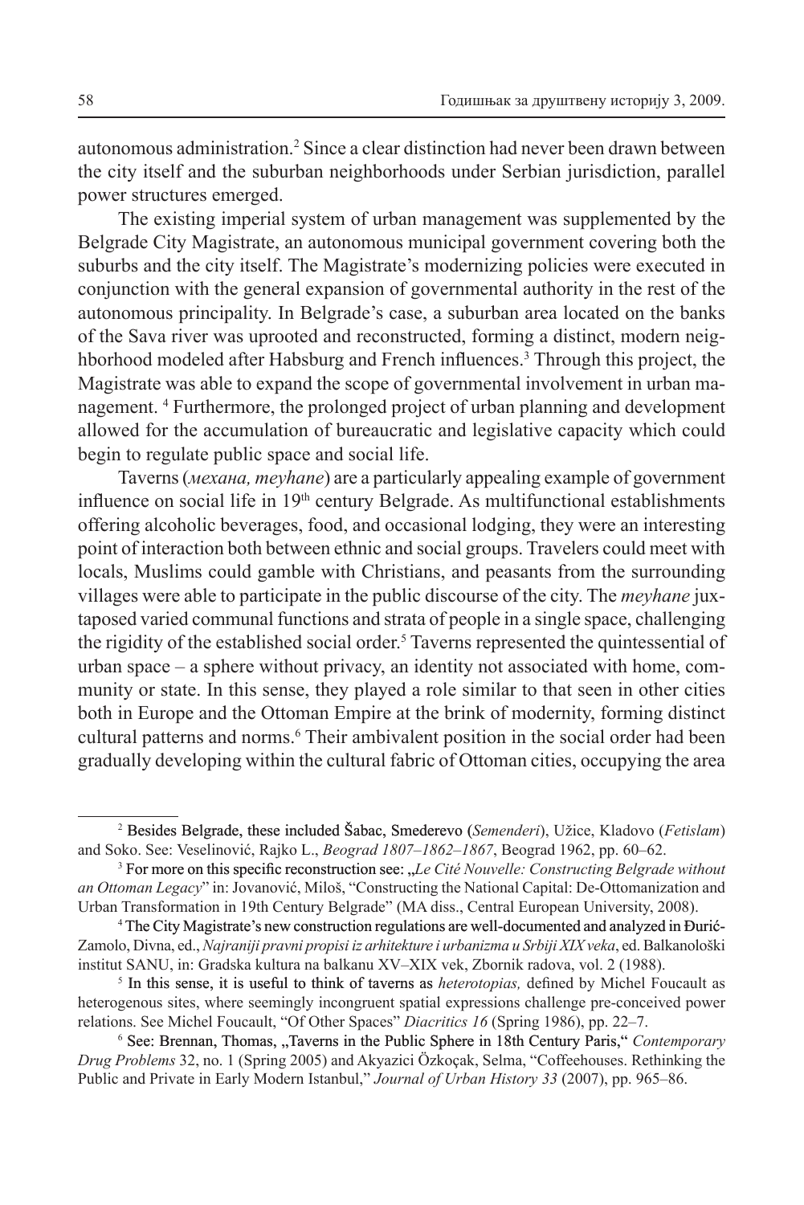autonomous administration.[2] Since a clear distinction had never been drawn between the city itself and the suburban neighborhoods under Serbian jurisdiction, parallel power structures emerged.

The existing imperial system of urban management was supplemented by the Belgrade City Magistrate, an autonomous municipal government covering both the suburbs and the city itself. The Magistrate's modernizing policies were executed in conjunction with the general expansion of governmental authority in the rest of the autonomous principality. In Belgrade's case, a suburban area located on the banks of the Sava river was uprooted and reconstructed, forming a distinct, modern neighborhood modeled after Habsburg and French influences.[3] Through this project, the Magistrate was able to expand the scope of governmental involvement in urban management. [4] Furthermore, the prolonged project of urban planning and development allowed for the accumulation of bureaucratic and legislative capacity which could begin to regulate public space and social life.

Taverns (*механа, meyhane*) are a particularly appealing example of government influence on social life in 19th century Belgrade. As multifunctional establishments offering alcoholic beverages, food, and occasional lodging, they were an interesting point of interaction both between ethnic and social groups. Travelers could meet with locals, Muslims could gamble with Christians, and peasants from the surrounding villages were able to participate in the public discourse of the city. The *meyhane* juxtaposed varied communal functions and strata of people in a single space, challenging the rigidity of the established social order.[5] Taverns represented the quintessential of urban space – a sphere without privacy, an identity not associated with home, community or state. In this sense, they played a role similar to that seen in other cities both in Europe and the Ottoman Empire at the brink of modernity, forming distinct cultural patterns and norms.[6] Their ambivalent position in the social order had been gradually developing within the cultural fabric of Ottoman cities, occupying the area

---

[2] Besides Belgrade, these included Šabac, Smederevo (*Semenderi*), Užice, Kladovo (*Fetislam*) and Soko. See: Veselinović, Rajko L., *Beograd 1807–1862–1867*, Beograd 1962, pp. 60–62.

[3] For more on this specific reconstruction see: „*Le Cité Nouvelle: Constructing Belgrade without an Ottoman Legacy*" in: Jovanović, Miloš, "Constructing the National Capital: De-Ottomanization and Urban Transformation in 19th Century Belgrade" (MA diss., Central European University, 2008).

[4] The City Magistrate's new construction regulations are well-documented and analyzed in Đurić-Zamolo, Divna, ed., *Najraniji pravni propisi iz arhitekture i urbanizma u Srbiji XIX veka*, ed. Balkanološki institut SANU, in: Gradska kultura na balkanu XV–XIX vek, Zbornik radova, vol. 2 (1988).

[5] In this sense, it is useful to think of taverns as *heterotopias,* defined by Michel Foucault as heterogenous sites, where seemingly incongruent spatial expressions challenge pre-conceived power relations. See Michel Foucault, "Of Other Spaces" *Diacritics 16* (Spring 1986), pp. 22–7.

[6] See: Brennan, Thomas, „Taverns in the Public Sphere in 18th Century Paris," *Contemporary Drug Problems* 32, no. 1 (Spring 2005) and Akyazici Özkoçak, Selma, "Coffeehouses. Rethinking the Public and Private in Early Modern Istanbul," *Journal of Urban History 33* (2007), pp. 965–86.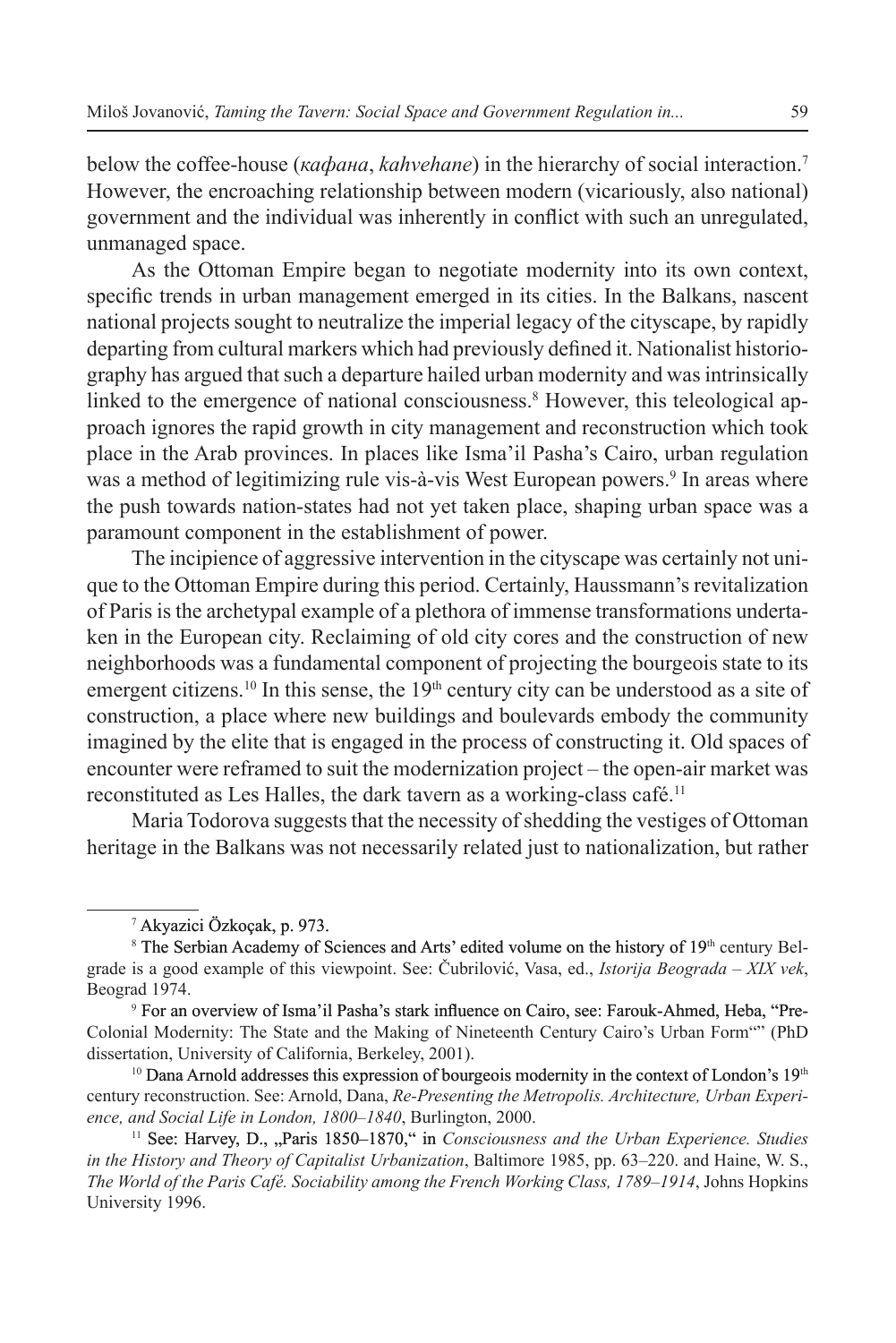below the coffee-house (*кафана*, *kahvehane*) in the hierarchy of social interaction.[7] However, the encroaching relationship between modern (vicariously, also national) government and the individual was inherently in conflict with such an unregulated, unmanaged space.

As the Ottoman Empire began to negotiate modernity into its own context, specific trends in urban management emerged in its cities. In the Balkans, nascent national projects sought to neutralize the imperial legacy of the cityscape, by rapidly departing from cultural markers which had previously defined it. Nationalist historiography has argued that such a departure hailed urban modernity and was intrinsically linked to the emergence of national consciousness.[8] However, this teleological approach ignores the rapid growth in city management and reconstruction which took place in the Arab provinces. In places like Isma'il Pasha's Cairo, urban regulation was a method of legitimizing rule vis-à-vis West European powers.[9] In areas where the push towards nation-states had not yet taken place, shaping urban space was a paramount component in the establishment of power.

The incipience of aggressive intervention in the cityscape was certainly not unique to the Ottoman Empire during this period. Certainly, Haussmann's revitalization of Paris is the archetypal example of a plethora of immense transformations undertaken in the European city. Reclaiming of old city cores and the construction of new neighborhoods was a fundamental component of projecting the bourgeois state to its emergent citizens.[10] In this sense, the 19th century city can be understood as a site of construction, a place where new buildings and boulevards embody the community imagined by the elite that is engaged in the process of constructing it. Old spaces of encounter were reframed to suit the modernization project – the open-air market was reconstituted as Les Halles, the dark tavern as a working-class café.[11]

Maria Todorova suggests that the necessity of shedding the vestiges of Ottoman heritage in the Balkans was not necessarily related just to nationalization, but rather

---

[7] Akyazici Özkoçak, p. 973.

[8] The Serbian Academy of Sciences and Arts' edited volume on the history of 19th century Belgrade is a good example of this viewpoint. See: Čubrilović, Vasa, ed., *Istorija Beograda – XIX vek*, Beograd 1974.

[9] For an overview of Isma'il Pasha's stark influence on Cairo, see: Farouk-Ahmed, Heba, "Pre-Colonial Modernity: The State and the Making of Nineteenth Century Cairo's Urban Form"" (PhD dissertation, University of California, Berkeley, 2001).

[10] Dana Arnold addresses this expression of bourgeois modernity in the context of London's 19th century reconstruction. See: Arnold, Dana, *Re-Presenting the Metropolis. Architecture, Urban Experience, and Social Life in London, 1800–1840*, Burlington, 2000.

[11] See: Harvey, D., „Paris 1850–1870," in *Consciousness and the Urban Experience. Studies in the History and Theory of Capitalist Urbanization*, Baltimore 1985, pp. 63–220. and Haine, W. S., *The World of the Paris Café. Sociability among the French Working Class, 1789–1914*, Johns Hopkins University 1996.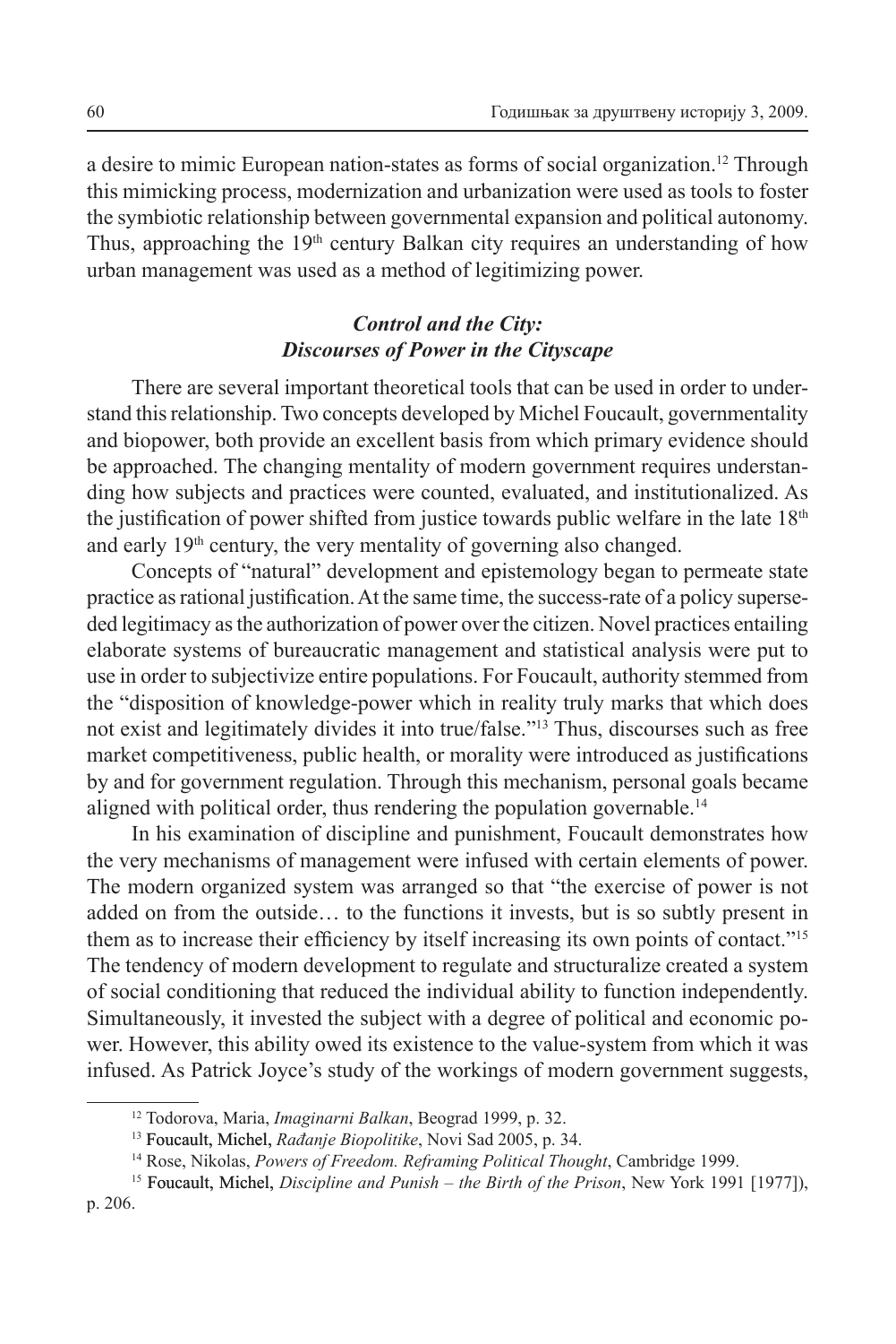a desire to mimic European nation-states as forms of social organization.[12] Through this mimicking process, modernization and urbanization were used as tools to foster the symbiotic relationship between governmental expansion and political autonomy. Thus, approaching the 19th century Balkan city requires an understanding of how urban management was used as a method of legitimizing power.

## *Control and the City: Discourses of Power in the Cityscape*

There are several important theoretical tools that can be used in order to understand this relationship. Two concepts developed by Michel Foucault, governmentality and biopower, both provide an excellent basis from which primary evidence should be approached. The changing mentality of modern government requires understanding how subjects and practices were counted, evaluated, and institutionalized. As the justification of power shifted from justice towards public welfare in the late 18th and early 19th century, the very mentality of governing also changed.

Concepts of "natural" development and epistemology began to permeate state practice as rational justification. At the same time, the success-rate of a policy superseded legitimacy as the authorization of power over the citizen. Novel practices entailing elaborate systems of bureaucratic management and statistical analysis were put to use in order to subjectivize entire populations. For Foucault, authority stemmed from the "disposition of knowledge-power which in reality truly marks that which does not exist and legitimately divides it into true/false."[13] Thus, discourses such as free market competitiveness, public health, or morality were introduced as justifications by and for government regulation. Through this mechanism, personal goals became aligned with political order, thus rendering the population governable.[14]

In his examination of discipline and punishment, Foucault demonstrates how the very mechanisms of management were infused with certain elements of power. The modern organized system was arranged so that "the exercise of power is not added on from the outside… to the functions it invests, but is so subtly present in them as to increase their efficiency by itself increasing its own points of contact."[15] The tendency of modern development to regulate and structuralize created a system of social conditioning that reduced the individual ability to function independently. Simultaneously, it invested the subject with a degree of political and economic power. However, this ability owed its existence to the value-system from which it was infused. As Patrick Joyce's study of the workings of modern government suggests,

---

[12] Todorova, Maria, *Imaginarni Balkan*, Beograd 1999, p. 32.

[13] Foucault, Michel, *Rađanje Biopolitike*, Novi Sad 2005, p. 34.

[14] Rose, Nikolas, *Powers of Freedom. Reframing Political Thought*, Cambridge 1999.

[15] Foucault, Michel, *Discipline and Punish – the Birth of the Prison*, New York 1991 [1977]), p. 206.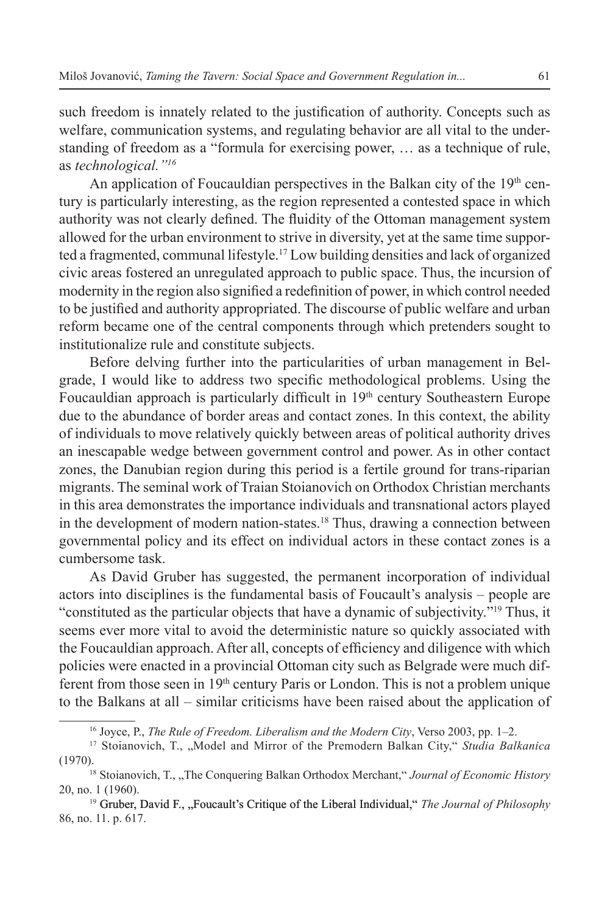such freedom is innately related to the justification of authority. Concepts such as welfare, communication systems, and regulating behavior are all vital to the understanding of freedom as a "formula for exercising power, … as a technique of rule, as *technological."*[16]

An application of Foucauldian perspectives in the Balkan city of the 19th century is particularly interesting, as the region represented a contested space in which authority was not clearly defined. The fluidity of the Ottoman management system allowed for the urban environment to strive in diversity, yet at the same time supported a fragmented, communal lifestyle.[17] Low building densities and lack of organized civic areas fostered an unregulated approach to public space. Thus, the incursion of modernity in the region also signified a redefinition of power, in which control needed to be justified and authority appropriated. The discourse of public welfare and urban reform became one of the central components through which pretenders sought to institutionalize rule and constitute subjects.

Before delving further into the particularities of urban management in Belgrade, I would like to address two specific methodological problems. Using the Foucauldian approach is particularly difficult in 19th century Southeastern Europe due to the abundance of border areas and contact zones. In this context, the ability of individuals to move relatively quickly between areas of political authority drives an inescapable wedge between government control and power. As in other contact zones, the Danubian region during this period is a fertile ground for trans-riparian migrants. The seminal work of Traian Stoianovich on Orthodox Christian merchants in this area demonstrates the importance individuals and transnational actors played in the development of modern nation-states.[18] Thus, drawing a connection between governmental policy and its effect on individual actors in these contact zones is a cumbersome task.

As David Gruber has suggested, the permanent incorporation of individual actors into disciplines is the fundamental basis of Foucault's analysis – people are "constituted as the particular objects that have a dynamic of subjectivity."[19] Thus, it seems ever more vital to avoid the deterministic nature so quickly associated with the Foucauldian approach. After all, concepts of efficiency and diligence with which policies were enacted in a provincial Ottoman city such as Belgrade were much different from those seen in 19th century Paris or London. This is not a problem unique to the Balkans at all – similar criticisms have been raised about the application of

---

[16] Joyce, P., *The Rule of Freedom. Liberalism and the Modern City*, Verso 2003, pp. 1–2.

[17] Stoianovich, T., „Model and Mirror of the Premodern Balkan City," *Studia Balkanica* (1970).

[18] Stoianovich, T., „The Conquering Balkan Orthodox Merchant," *Journal of Economic History* 20, no. 1 (1960).

[19] Gruber, David F., „Foucault's Critique of the Liberal Individual," *The Journal of Philosophy* 86, no. 11. p. 617.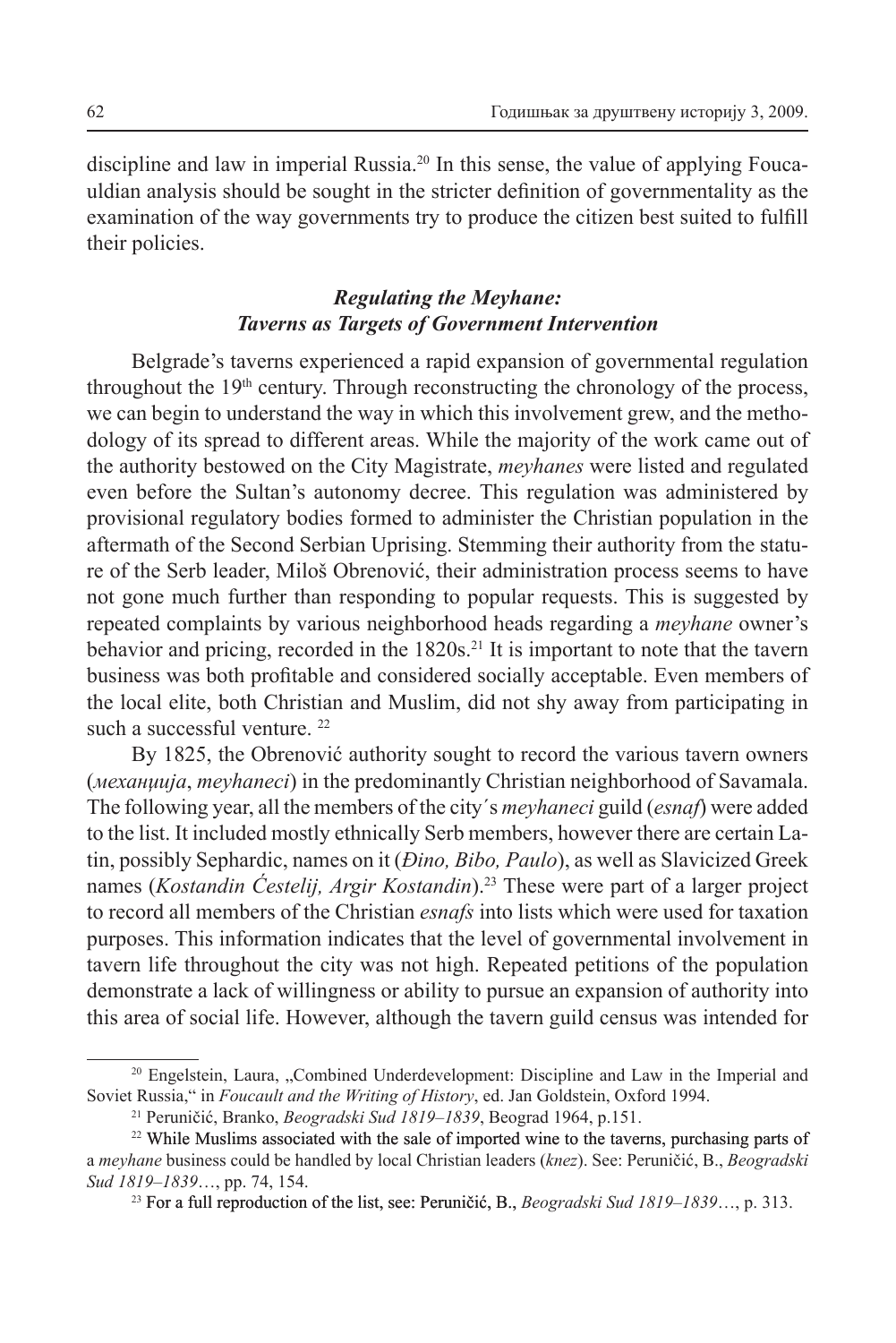discipline and law in imperial Russia.[20] In this sense, the value of applying Foucauldian analysis should be sought in the stricter definition of governmentality as the examination of the way governments try to produce the citizen best suited to fulfill their policies.

### *Regulating the Meyhane: Taverns as Targets of Government Intervention*

Belgrade's taverns experienced a rapid expansion of governmental regulation throughout the 19th century. Through reconstructing the chronology of the process, we can begin to understand the way in which this involvement grew, and the methodology of its spread to different areas. While the majority of the work came out of the authority bestowed on the City Magistrate, *meyhanes* were listed and regulated even before the Sultan's autonomy decree. This regulation was administered by provisional regulatory bodies formed to administer the Christian population in the aftermath of the Second Serbian Uprising. Stemming their authority from the stature of the Serb leader, Miloš Obrenović, their administration process seems to have not gone much further than responding to popular requests. This is suggested by repeated complaints by various neighborhood heads regarding a *meyhane* owner's behavior and pricing, recorded in the 1820s.[21] It is important to note that the tavern business was both profitable and considered socially acceptable. Even members of the local elite, both Christian and Muslim, did not shy away from participating in such a successful venture. [22]

By 1825, the Obrenović authority sought to record the various tavern owners (*механџија*, *meyhaneci*) in the predominantly Christian neighborhood of Savamala. The following year, all the members of the city´s *meyhaneci* guild (*esnaf*) were added to the list. It included mostly ethnically Serb members, however there are certain Latin, possibly Sephardic, names on it (*Đino, Bibo, Paulo*), as well as Slavicized Greek names (*Kostandin Ćestelij, Argir Kostandin*).[23] These were part of a larger project to record all members of the Christian *esnafs* into lists which were used for taxation purposes. This information indicates that the level of governmental involvement in tavern life throughout the city was not high. Repeated petitions of the population demonstrate a lack of willingness or ability to pursue an expansion of authority into this area of social life. However, although the tavern guild census was intended for

---

[20] Engelstein, Laura, „Combined Underdevelopment: Discipline and Law in the Imperial and Soviet Russia," in *Foucault and the Writing of History*, ed. Jan Goldstein, Oxford 1994.

[21] Peruničić, Branko, *Beogradski Sud 1819–1839*, Beograd 1964, p.151.

[22] While Muslims associated with the sale of imported wine to the taverns, purchasing parts of a *meyhane* business could be handled by local Christian leaders (*knez*). See: Peruničić, B., *Beogradski Sud 1819–1839*…, pp. 74, 154.

[23] For a full reproduction of the list, see: Peruničić, B., *Beogradski Sud 1819–1839*…, p. 313.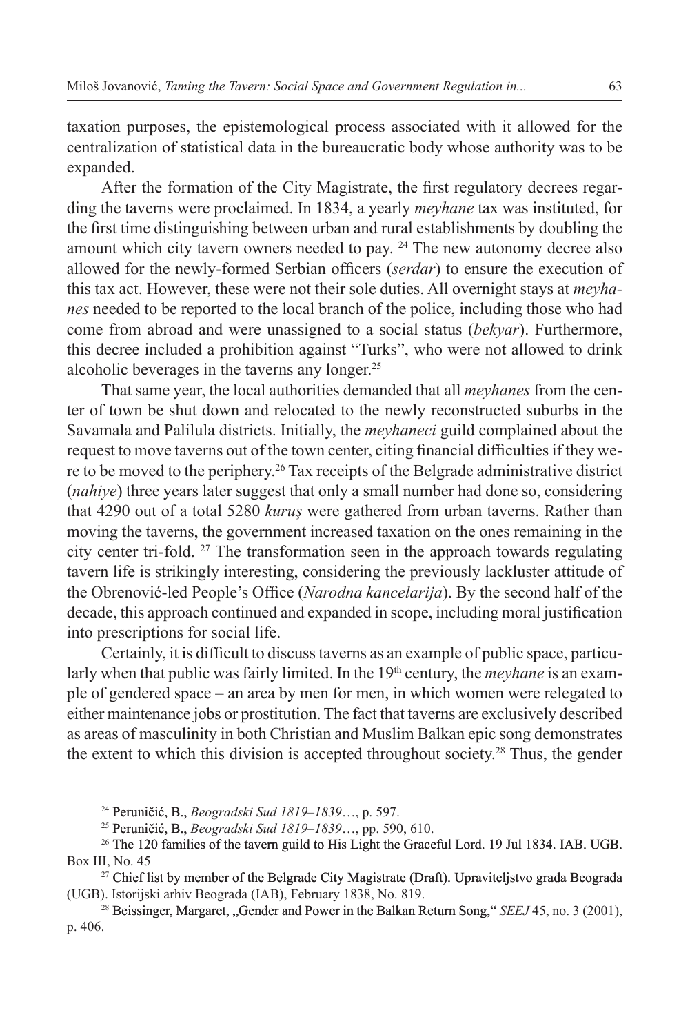taxation purposes, the epistemological process associated with it allowed for the centralization of statistical data in the bureaucratic body whose authority was to be expanded.

After the formation of the City Magistrate, the first regulatory decrees regarding the taverns were proclaimed. In 1834, a yearly *meyhane* tax was instituted, for the first time distinguishing between urban and rural establishments by doubling the amount which city tavern owners needed to pay. [24] The new autonomy decree also allowed for the newly-formed Serbian officers (*serdar*) to ensure the execution of this tax act. However, these were not their sole duties. All overnight stays at *meyhanes* needed to be reported to the local branch of the police, including those who had come from abroad and were unassigned to a social status (*bekyar*). Furthermore, this decree included a prohibition against "Turks", who were not allowed to drink alcoholic beverages in the taverns any longer.[25]

That same year, the local authorities demanded that all *meyhanes* from the center of town be shut down and relocated to the newly reconstructed suburbs in the Savamala and Palilula districts. Initially, the *meyhaneci* guild complained about the request to move taverns out of the town center, citing financial difficulties if they were to be moved to the periphery.[26] Tax receipts of the Belgrade administrative district (*nahiye*) three years later suggest that only a small number had done so, considering that 4290 out of a total 5280 *kuruş* were gathered from urban taverns. Rather than moving the taverns, the government increased taxation on the ones remaining in the city center tri-fold. [27] The transformation seen in the approach towards regulating tavern life is strikingly interesting, considering the previously lackluster attitude of the Obrenović-led People's Office (*Narodna kancelarija*). By the second half of the decade, this approach continued and expanded in scope, including moral justification into prescriptions for social life.

Certainly, it is difficult to discuss taverns as an example of public space, particularly when that public was fairly limited. In the 19th century, the *meyhane* is an example of gendered space – an area by men for men, in which women were relegated to either maintenance jobs or prostitution. The fact that taverns are exclusively described as areas of masculinity in both Christian and Muslim Balkan epic song demonstrates the extent to which this division is accepted throughout society.[28] Thus, the gender

---

[24] Peruničić, B., *Beogradski Sud 1819–1839*…, p. 597.

[25] Peruničić, B., *Beogradski Sud 1819–1839*…, pp. 590, 610.

[26] The 120 families of the tavern guild to His Light the Graceful Lord. 19 Jul 1834. IAB. UGB. Box III, No. 45

[27] Chief list by member of the Belgrade City Magistrate (Draft). Upraviteljstvo grada Beograda (UGB). Istorijski arhiv Beograda (IAB), February 1838, No. 819.

[28] Beissinger, Margaret, „Gender and Power in the Balkan Return Song," *SEEJ* 45, no. 3 (2001), p. 406.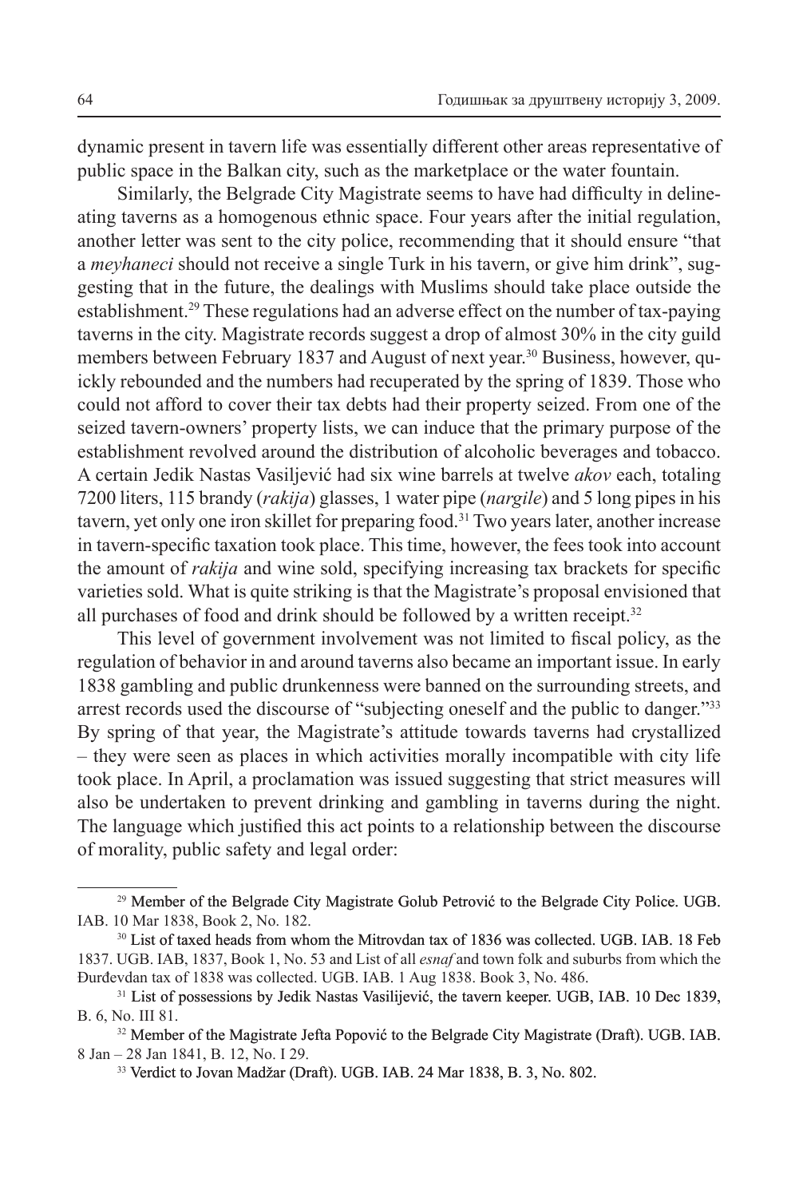dynamic present in tavern life was essentially different other areas representative of public space in the Balkan city, such as the marketplace or the water fountain.

Similarly, the Belgrade City Magistrate seems to have had difficulty in delineating taverns as a homogenous ethnic space. Four years after the initial regulation, another letter was sent to the city police, recommending that it should ensure "that a *meyhaneci* should not receive a single Turk in his tavern, or give him drink", suggesting that in the future, the dealings with Muslims should take place outside the establishment.[29] These regulations had an adverse effect on the number of tax-paying taverns in the city. Magistrate records suggest a drop of almost 30% in the city guild members between February 1837 and August of next year.[30] Business, however, quickly rebounded and the numbers had recuperated by the spring of 1839. Those who could not afford to cover their tax debts had their property seized. From one of the seized tavern-owners' property lists, we can induce that the primary purpose of the establishment revolved around the distribution of alcoholic beverages and tobacco. A certain Jedik Nastas Vasiljević had six wine barrels at twelve *akov* each, totaling 7200 liters, 115 brandy (*rakija*) glasses, 1 water pipe (*nargile*) and 5 long pipes in his tavern, yet only one iron skillet for preparing food.[31] Two years later, another increase in tavern-specific taxation took place. This time, however, the fees took into account the amount of *rakija* and wine sold, specifying increasing tax brackets for specific varieties sold. What is quite striking is that the Magistrate's proposal envisioned that all purchases of food and drink should be followed by a written receipt.[32]

This level of government involvement was not limited to fiscal policy, as the regulation of behavior in and around taverns also became an important issue. In early 1838 gambling and public drunkenness were banned on the surrounding streets, and arrest records used the discourse of "subjecting oneself and the public to danger."[33] By spring of that year, the Magistrate's attitude towards taverns had crystallized – they were seen as places in which activities morally incompatible with city life took place. In April, a proclamation was issued suggesting that strict measures will also be undertaken to prevent drinking and gambling in taverns during the night. The language which justified this act points to a relationship between the discourse of morality, public safety and legal order:

---

[29] Member of the Belgrade City Magistrate Golub Petrović to the Belgrade City Police. UGB. IAB. 10 Mar 1838, Book 2, No. 182.

[30] List of taxed heads from whom the Mitrovdan tax of 1836 was collected. UGB. IAB. 18 Feb 1837. UGB. IAB, 1837, Book 1, No. 53 and List of all *esnaf* and town folk and suburbs from which the Đurđevdan tax of 1838 was collected. UGB. IAB. 1 Aug 1838. Book 3, No. 486.

[31] List of possessions by Jedik Nastas Vasilijević, the tavern keeper. UGB, IAB. 10 Dec 1839, B. 6, No. III 81.

[32] Member of the Magistrate Jefta Popović to the Belgrade City Magistrate (Draft). UGB. IAB. 8 Jan – 28 Jan 1841, B. 12, No. I 29.

[33] Verdict to Jovan Madžar (Draft). UGB. IAB. 24 Mar 1838, B. 3, No. 802.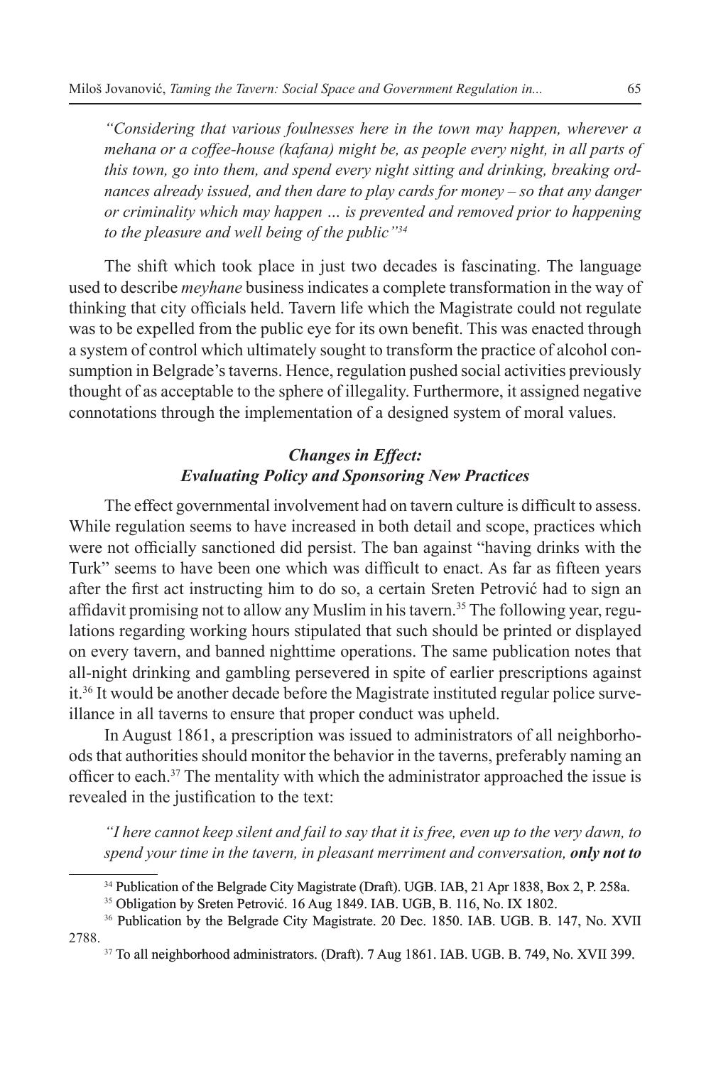*"Considering that various foulnesses here in the town may happen, wherever a mehana or a coffee-house (kafana) might be, as people every night, in all parts of this town, go into them, and spend every night sitting and drinking, breaking ordnances already issued, and then dare to play cards for money – so that any danger or criminality which may happen … is prevented and removed prior to happening to the pleasure and well being of the public"*[34]

The shift which took place in just two decades is fascinating. The language used to describe *meyhane* business indicates a complete transformation in the way of thinking that city officials held. Tavern life which the Magistrate could not regulate was to be expelled from the public eye for its own benefit. This was enacted through a system of control which ultimately sought to transform the practice of alcohol consumption in Belgrade's taverns. Hence, regulation pushed social activities previously thought of as acceptable to the sphere of illegality. Furthermore, it assigned negative connotations through the implementation of a designed system of moral values.

### *Changes in Effect: Evaluating Policy and Sponsoring New Practices*

The effect governmental involvement had on tavern culture is difficult to assess. While regulation seems to have increased in both detail and scope, practices which were not officially sanctioned did persist. The ban against "having drinks with the Turk" seems to have been one which was difficult to enact. As far as fifteen years after the first act instructing him to do so, a certain Sreten Petrović had to sign an affidavit promising not to allow any Muslim in his tavern.[35] The following year, regulations regarding working hours stipulated that such should be printed or displayed on every tavern, and banned nighttime operations. The same publication notes that all-night drinking and gambling persevered in spite of earlier prescriptions against it.[36] It would be another decade before the Magistrate instituted regular police surveillance in all taverns to ensure that proper conduct was upheld.

In August 1861, a prescription was issued to administrators of all neighborhoods that authorities should monitor the behavior in the taverns, preferably naming an officer to each.[37] The mentality with which the administrator approached the issue is revealed in the justification to the text:

*"I here cannot keep silent and fail to say that it is free, even up to the very dawn, to spend your time in the tavern, in pleasant merriment and conversation, **only not to***

---

[34] Publication of the Belgrade City Magistrate (Draft). UGB. IAB, 21 Apr 1838, Box 2, P. 258a.

[35] Obligation by Sreten Petrović. 16 Aug 1849. IAB. UGB, B. 116, No. IX 1802.

[36] Publication by the Belgrade City Magistrate. 20 Dec. 1850. IAB. UGB. B. 147, No. XVII 2788.

[37] To all neighborhood administrators. (Draft). 7 Aug 1861. IAB. UGB. B. 749, No. XVII 399.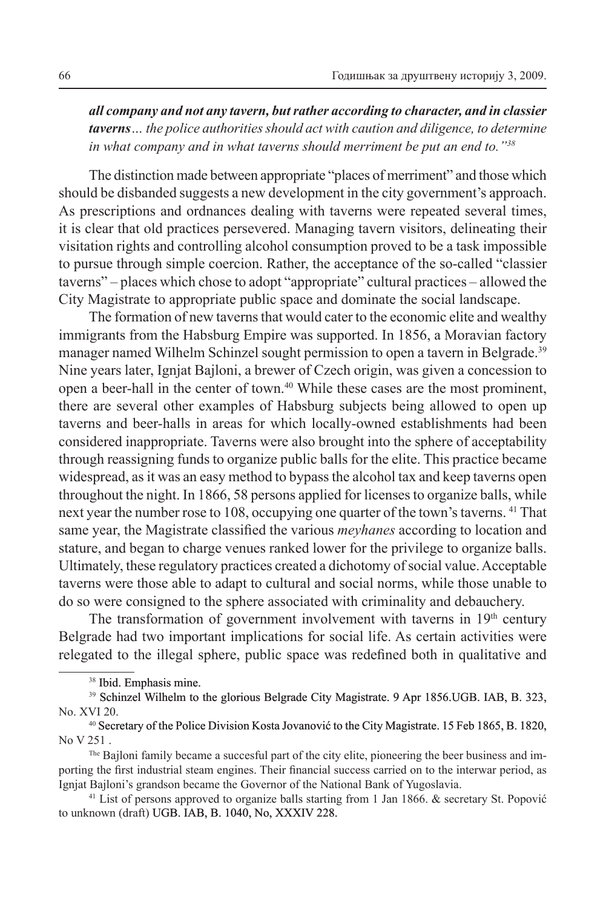*"**all company and not any tavern, but rather according to character, and in classier taverns**… the police authorities should act with caution and diligence, to determine in what company and in what taverns should merriment be put an end to."*[38]

The distinction made between appropriate "places of merriment" and those which should be disbanded suggests a new development in the city government's approach. As prescriptions and ordnances dealing with taverns were repeated several times, it is clear that old practices persevered. Managing tavern visitors, delineating their visitation rights and controlling alcohol consumption proved to be a task impossible to pursue through simple coercion. Rather, the acceptance of the so-called "classier taverns" – places which chose to adopt "appropriate" cultural practices – allowed the City Magistrate to appropriate public space and dominate the social landscape.

The formation of new taverns that would cater to the economic elite and wealthy immigrants from the Habsburg Empire was supported. In 1856, a Moravian factory manager named Wilhelm Schinzel sought permission to open a tavern in Belgrade.[39] Nine years later, Ignjat Bajloni, a brewer of Czech origin, was given a concession to open a beer-hall in the center of town.[40] While these cases are the most prominent, there are several other examples of Habsburg subjects being allowed to open up taverns and beer-halls in areas for which locally-owned establishments had been considered inappropriate. Taverns were also brought into the sphere of acceptability through reassigning funds to organize public balls for the elite. This practice became widespread, as it was an easy method to bypass the alcohol tax and keep taverns open throughout the night. In 1866, 58 persons applied for licenses to organize balls, while next year the number rose to 108, occupying one quarter of the town's taverns.[41] That same year, the Magistrate classified the various *meyhanes* according to location and stature, and began to charge venues ranked lower for the privilege to organize balls. Ultimately, these regulatory practices created a dichotomy of social value. Acceptable taverns were those able to adapt to cultural and social norms, while those unable to do so were consigned to the sphere associated with criminality and debauchery.

The transformation of government involvement with taverns in 19th century Belgrade had two important implications for social life. As certain activities were relegated to the illegal sphere, public space was redefined both in qualitative and

---

[38] Ibid. Emphasis mine.

[39] Schinzel Wilhelm to the glorious Belgrade City Magistrate. 9 Apr 1856.UGB. IAB, B. 323, No. XVI 20.

[40] Secretary of the Police Division Kosta Jovanović to the City Magistrate. 15 Feb 1865, B. 1820, No V 251 .

The Bajloni family became a succesful part of the city elite, pioneering the beer business and importing the first industrial steam engines. Their financial success carried on to the interwar period, as Ignjat Bajloni's grandson became the Governor of the National Bank of Yugoslavia.

[41] List of persons approved to organize balls starting from 1 Jan 1866. & secretary St. Popović to unknown (draft) UGB. IAB, B. 1040, No, XXXIV 228.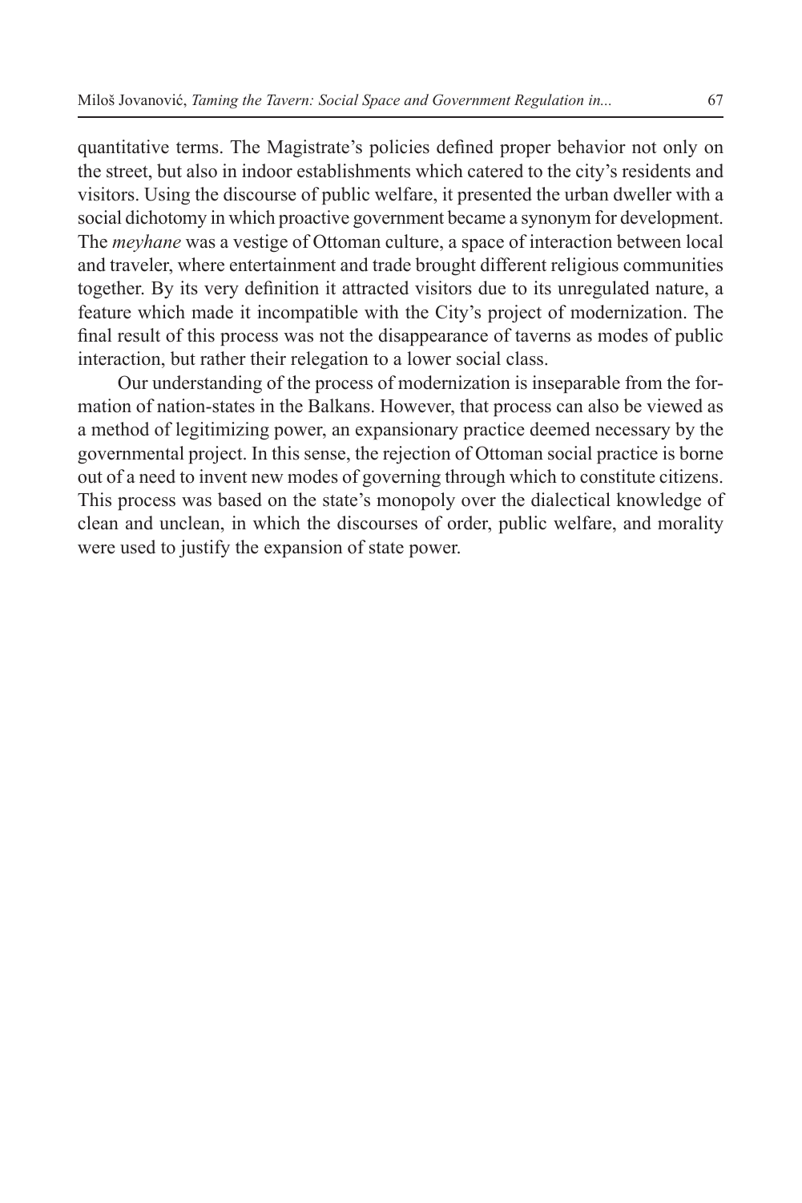quantitative terms. The Magistrate's policies defined proper behavior not only on the street, but also in indoor establishments which catered to the city's residents and visitors. Using the discourse of public welfare, it presented the urban dweller with a social dichotomy in which proactive government became a synonym for development. The *meyhane* was a vestige of Ottoman culture, a space of interaction between local and traveler, where entertainment and trade brought different religious communities together. By its very definition it attracted visitors due to its unregulated nature, a feature which made it incompatible with the City's project of modernization. The final result of this process was not the disappearance of taverns as modes of public interaction, but rather their relegation to a lower social class.

Our understanding of the process of modernization is inseparable from the formation of nation-states in the Balkans. However, that process can also be viewed as a method of legitimizing power, an expansionary practice deemed necessary by the governmental project. In this sense, the rejection of Ottoman social practice is borne out of a need to invent new modes of governing through which to constitute citizens. This process was based on the state's monopoly over the dialectical knowledge of clean and unclean, in which the discourses of order, public welfare, and morality were used to justify the expansion of state power.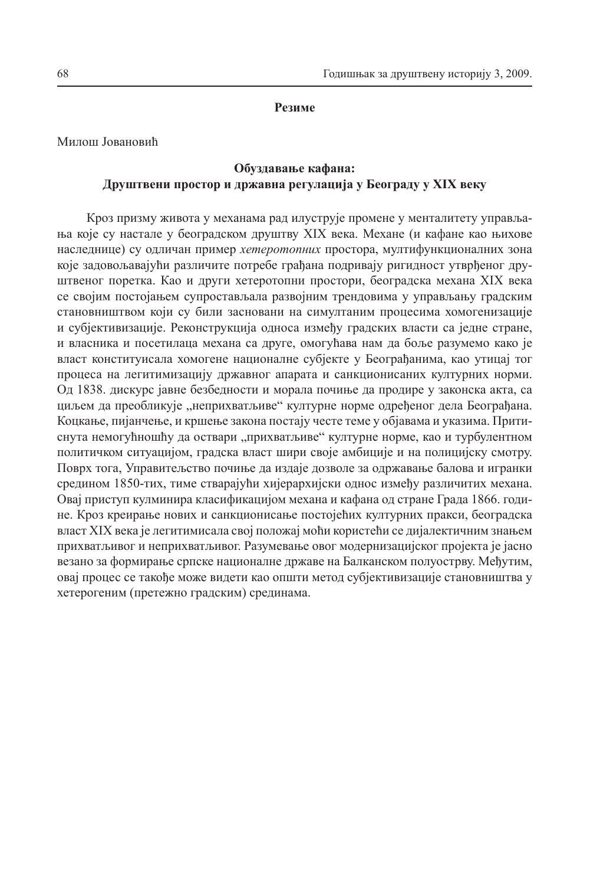**Резиме**

Милош Јовановић

**Обуздавање кафана:**
**Друштвени простор и државна регулација у Београду у XIX веку**

Кроз призму живота у механама рад илуструје промене у менталитету управљања које су настале у београдском друштву XIX века. Механе (и кафане као њихове наследнице) су одличан пример *хетеротопних* простора, мултифункционалних зона које задовољавајући различите потребе грађана подривају ригидност утврђеног друштвеног поретка. Као и други хетеротопни простори, београдска механа XIX века се својим постојањем супростављала развојним трендовима у управљању градским становништвом који су били засновани на симултаним процесима хомогенизације и субјективизације. Реконструкција односа између градских власти са једне стране, и власника и посетилаца механа са друге, омогућава нам да боље разумемо како је власт конституисала хомогене националне субјекте у Београђанима, као утицај тог процеса на легитимизацију државног апарата и санкционисаних културних норми. Од 1838. дискурс јавне безбедности и морала почиње да продире у законска акта, са циљем да преобликује „неприхватљиве“ културне норме одређеног дела Београђана. Коцкање, пијанчење, и кршење закона постају честе теме у објавама и указима. Притиснута немогућношћу да оствари „прихватљиве“ културне норме, као и турбулентном политичком ситуацијом, градска власт шири своје амбиције и на полицијску смотру. Поврх тога, Управитељство почиње да издаје дозволе за одржавање балова и игранки средином 1850-тих, тиме стварајући хијерархијски однос између различитих механа. Овај приступ кулминира класификацијом механа и кафана од стране Града 1866. године. Кроз креирање нових и санкционисање постојећих културних пракси, београдска власт XIX века је легитимисала свој положај моћи користећи се дијалектичним знањем прихватљивог и неприхватљивог. Разумевање овог модернизацијског пројекта је јасно везано за формирање српске националне државе на Балканском полуострву. Међутим, овај процес се такође може видети као општи метод субјективизације становништва у хетерогеним (претежно градским) срединама.